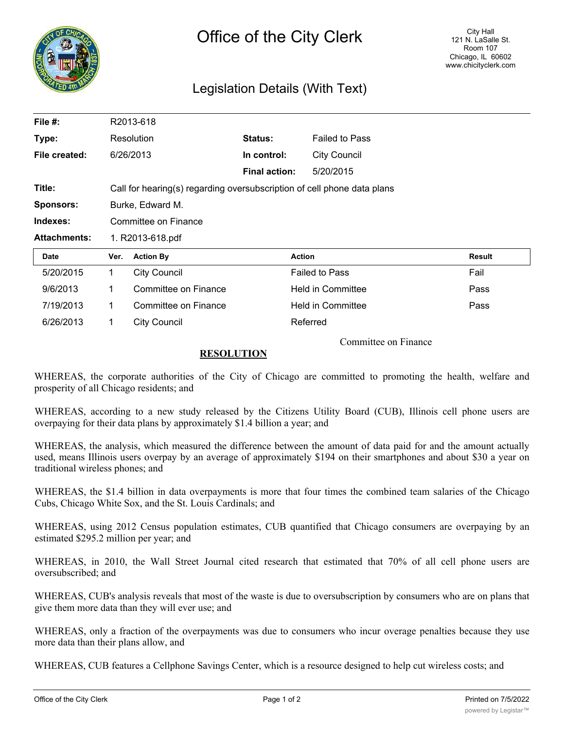# Office of the City Clerk

City Hall
121 N. LaSalle St.
Room 107
Chicago, IL 60602
www.chicityclerk.com

## Legislation Details (With Text)

| | | | |
|---|---|---|---|
| **File #:** | R2013-618 | | |
| **Type:** | Resolution | **Status:** | Failed to Pass |
| **File created:** | 6/26/2013 | **In control:** | City Council |
| | | **Final action:** | 5/20/2015 |
| **Title:** | Call for hearing(s) regarding oversubscription of cell phone data plans | | |
| **Sponsors:** | Burke, Edward M. | | |
| **Indexes:** | Committee on Finance | | |
| **Attachments:** | 1. R2013-618.pdf | | |

| Date | Ver. | Action By | Action | Result |
|---|---|---|---|---|
| 5/20/2015 | 1 | City Council | Failed to Pass | Fail |
| 9/6/2013 | 1 | Committee on Finance | Held in Committee | Pass |
| 7/19/2013 | 1 | Committee on Finance | Held in Committee | Pass |
| 6/26/2013 | 1 | City Council | Referred | |

Committee on Finance

**RESOLUTION**

WHEREAS, the corporate authorities of the City of Chicago are committed to promoting the health, welfare and prosperity of all Chicago residents; and

WHEREAS, according to a new study released by the Citizens Utility Board (CUB), Illinois cell phone users are overpaying for their data plans by approximately $1.4 billion a year; and

WHEREAS, the analysis, which measured the difference between the amount of data paid for and the amount actually used, means Illinois users overpay by an average of approximately $194 on their smartphones and about $30 a year on traditional wireless phones; and

WHEREAS, the $1.4 billion in data overpayments is more that four times the combined team salaries of the Chicago Cubs, Chicago White Sox, and the St. Louis Cardinals; and

WHEREAS, using 2012 Census population estimates, CUB quantified that Chicago consumers are overpaying by an estimated $295.2 million per year; and

WHEREAS, in 2010, the Wall Street Journal cited research that estimated that 70% of all cell phone users are oversubscribed; and

WHEREAS, CUB's analysis reveals that most of the waste is due to oversubscription by consumers who are on plans that give them more data than they will ever use; and

WHEREAS, only a fraction of the overpayments was due to consumers who incur overage penalties because they use more data than their plans allow, and

WHEREAS, CUB features a Cellphone Savings Center, which is a resource designed to help cut wireless costs; and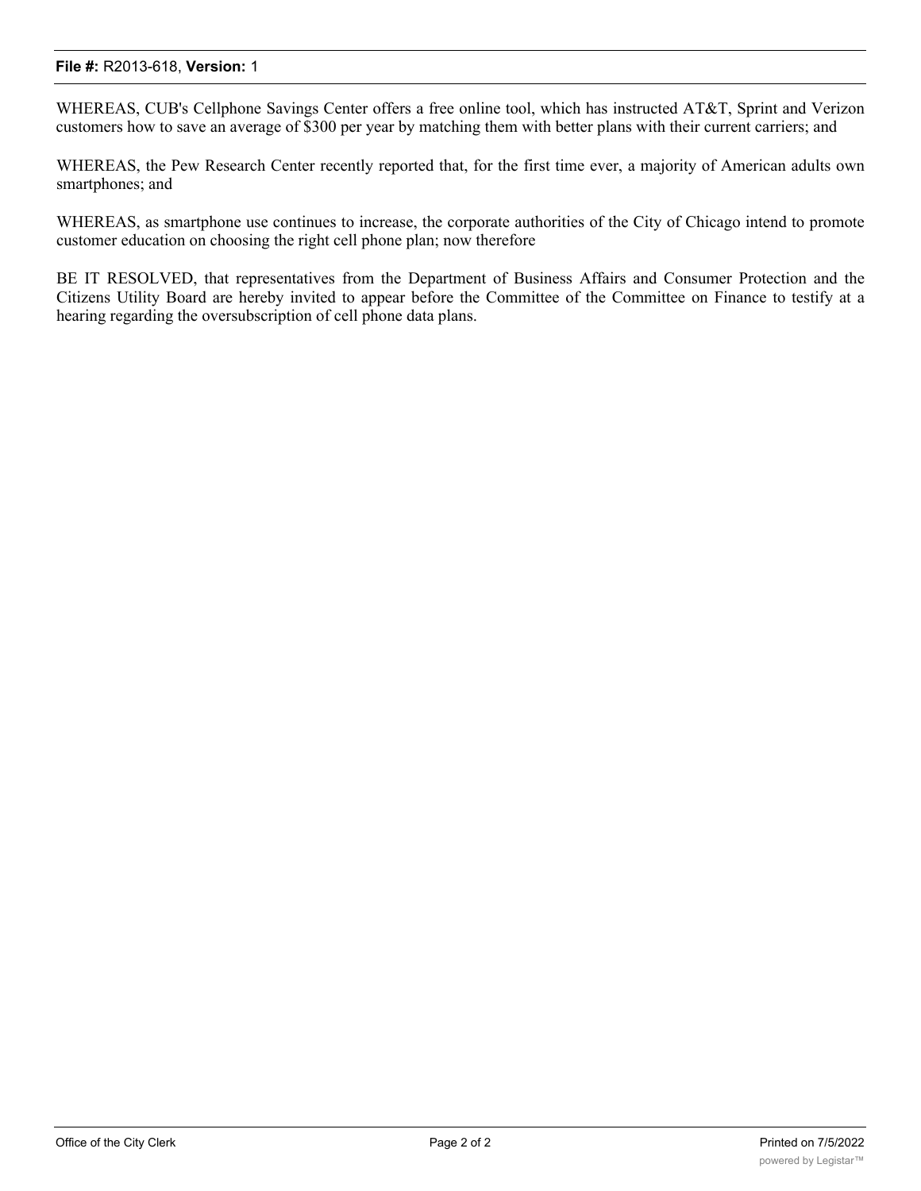WHEREAS, CUB's Cellphone Savings Center offers a free online tool, which has instructed AT&T, Sprint and Verizon customers how to save an average of $300 per year by matching them with better plans with their current carriers; and

WHEREAS, the Pew Research Center recently reported that, for the first time ever, a majority of American adults own smartphones; and

WHEREAS, as smartphone use continues to increase, the corporate authorities of the City of Chicago intend to promote customer education on choosing the right cell phone plan; now therefore

BE IT RESOLVED, that representatives from the Department of Business Affairs and Consumer Protection and the Citizens Utility Board are hereby invited to appear before the Committee of the Committee on Finance to testify at a hearing regarding the oversubscription of cell phone data plans.